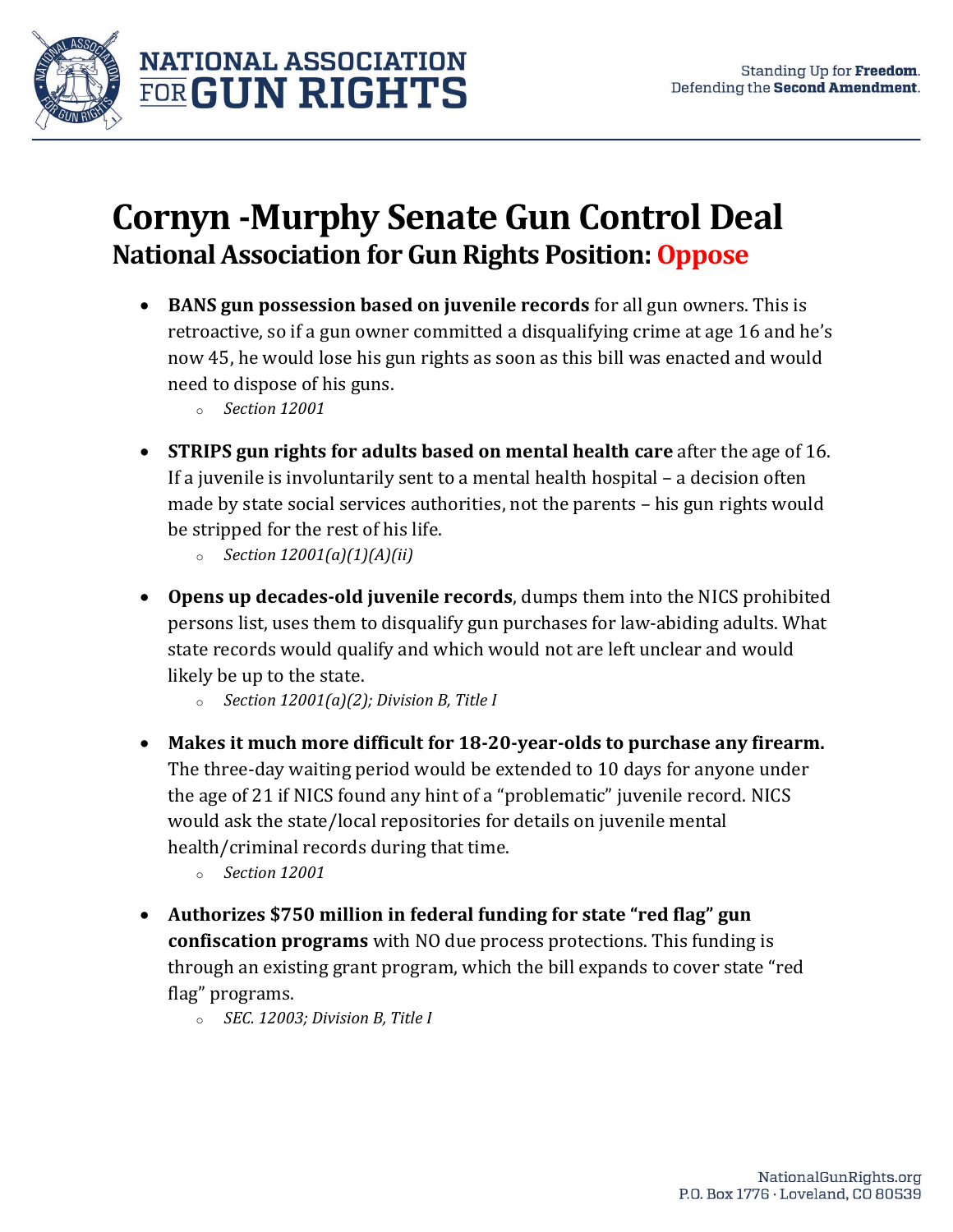NATIONAL ASSOCIATION FOR GUN RIGHTS

Standing Up for **Freedom**.
Defending the **Second Amendment**.

# Cornyn -Murphy Senate Gun Control Deal

## National Association for Gun Rights Position: Oppose

- **BANS gun possession based on juvenile records** for all gun owners. This is retroactive, so if a gun owner committed a disqualifying crime at age 16 and he's now 45, he would lose his gun rights as soon as this bill was enacted and would need to dispose of his guns.
  - *Section 12001*
- **STRIPS gun rights for adults based on mental health care** after the age of 16. If a juvenile is involuntarily sent to a mental health hospital – a decision often made by state social services authorities, not the parents – his gun rights would be stripped for the rest of his life.
  - *Section 12001(a)(1)(A)(ii)*
- **Opens up decades-old juvenile records**, dumps them into the NICS prohibited persons list, uses them to disqualify gun purchases for law-abiding adults. What state records would qualify and which would not are left unclear and would likely be up to the state.
  - *Section 12001(a)(2); Division B, Title I*
- **Makes it much more difficult for 18-20-year-olds to purchase any firearm.** The three-day waiting period would be extended to 10 days for anyone under the age of 21 if NICS found any hint of a "problematic" juvenile record. NICS would ask the state/local repositories for details on juvenile mental health/criminal records during that time.
  - *Section 12001*
- **Authorizes $750 million in federal funding for state "red flag" gun confiscation programs** with NO due process protections. This funding is through an existing grant program, which the bill expands to cover state "red flag" programs.
  - *SEC. 12003; Division B, Title I*

NationalGunRights.org
P.O. Box 1776 · Loveland, CO 80539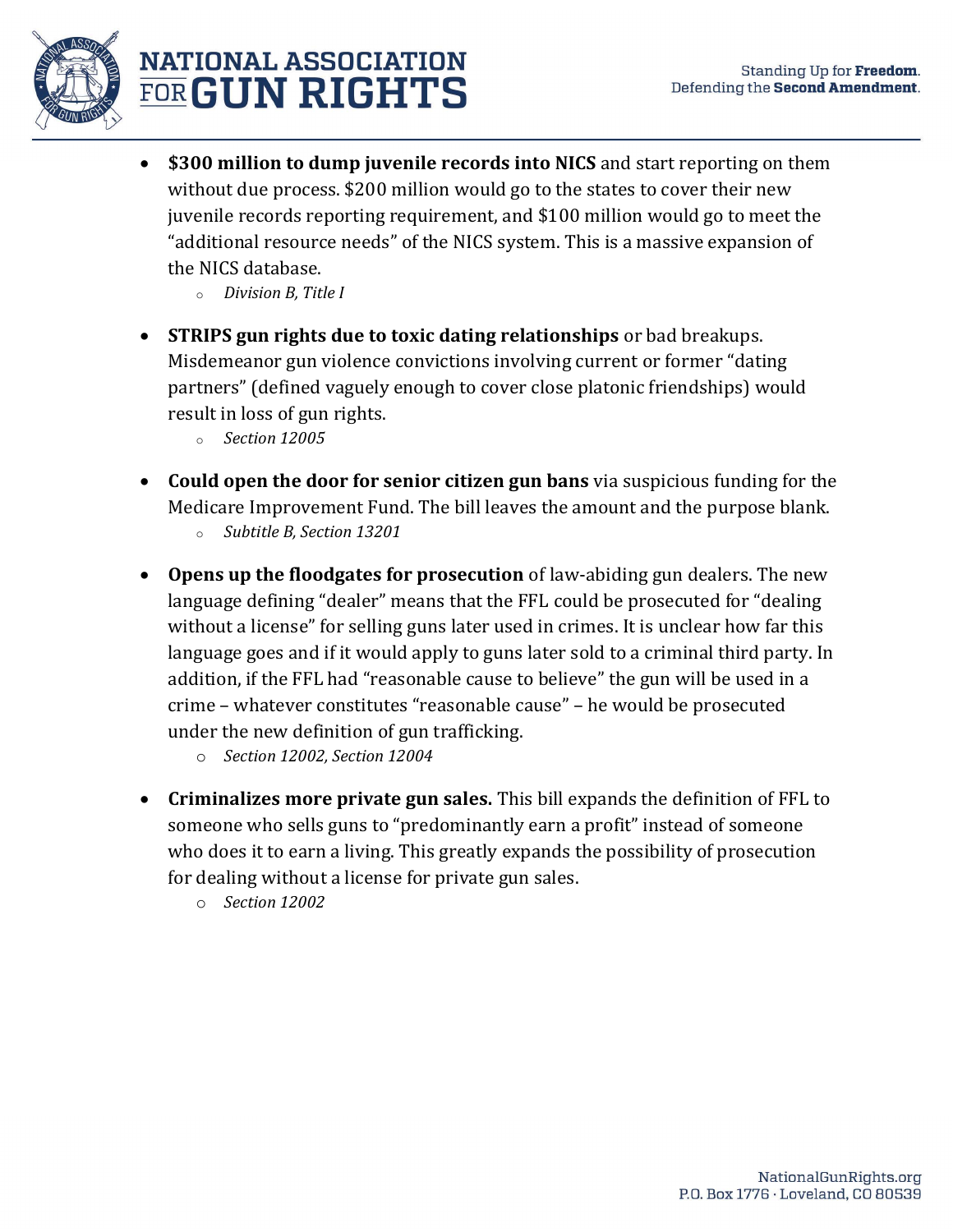- **$300 million to dump juvenile records into NICS** and start reporting on them without due process. $200 million would go to the states to cover their new juvenile records reporting requirement, and $100 million would go to meet the "additional resource needs" of the NICS system. This is a massive expansion of the NICS database.
    - *Division B, Title I*

- **STRIPS gun rights due to toxic dating relationships** or bad breakups. Misdemeanor gun violence convictions involving current or former "dating partners" (defined vaguely enough to cover close platonic friendships) would result in loss of gun rights.
    - *Section 12005*

- **Could open the door for senior citizen gun bans** via suspicious funding for the Medicare Improvement Fund. The bill leaves the amount and the purpose blank.
    - *Subtitle B, Section 13201*

- **Opens up the floodgates for prosecution** of law-abiding gun dealers. The new language defining "dealer" means that the FFL could be prosecuted for "dealing without a license" for selling guns later used in crimes. It is unclear how far this language goes and if it would apply to guns later sold to a criminal third party. In addition, if the FFL had "reasonable cause to believe" the gun will be used in a crime – whatever constitutes "reasonable cause" – he would be prosecuted under the new definition of gun trafficking.
    - *Section 12002, Section 12004*

- **Criminalizes more private gun sales.** This bill expands the definition of FFL to someone who sells guns to "predominantly earn a profit" instead of someone who does it to earn a living. This greatly expands the possibility of prosecution for dealing without a license for private gun sales.
    - *Section 12002*